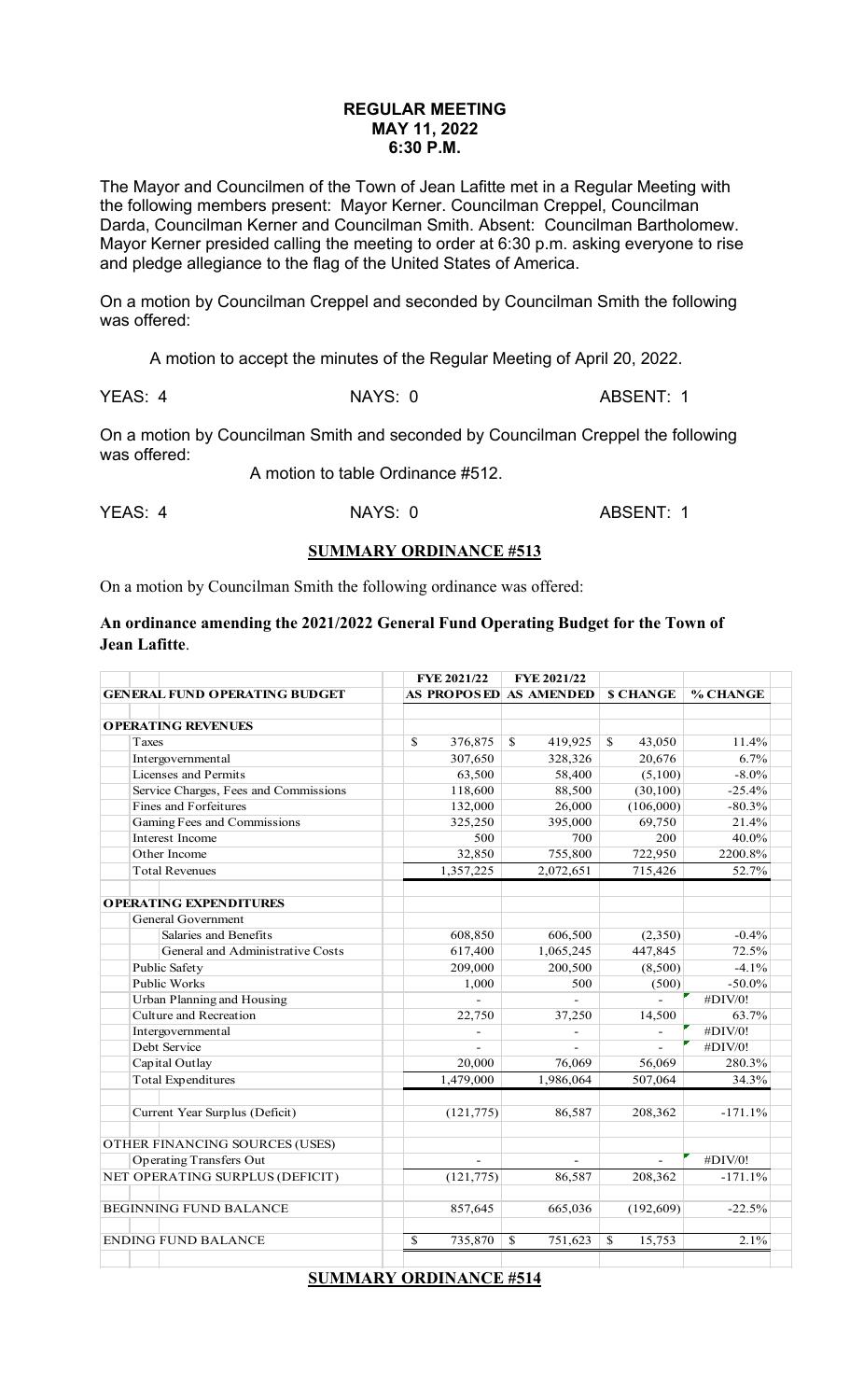**REGULAR MEETING**
**MAY 11, 2022**
**6:30 P.M.**

The Mayor and Councilmen of the Town of Jean Lafitte met in a Regular Meeting with the following members present: Mayor Kerner. Councilman Creppel, Councilman Darda, Councilman Kerner and Councilman Smith. Absent: Councilman Bartholomew. Mayor Kerner presided calling the meeting to order at 6:30 p.m. asking everyone to rise and pledge allegiance to the flag of the United States of America.

On a motion by Councilman Creppel and seconded by Councilman Smith the following was offered:

A motion to accept the minutes of the Regular Meeting of April 20, 2022.

YEAS: 4 NAYS: 0 ABSENT: 1

On a motion by Councilman Smith and seconded by Councilman Creppel the following was offered:

A motion to table Ordinance #512.

YEAS: 4 NAYS: 0 ABSENT: 1

**SUMMARY ORDINANCE #513**

On a motion by Councilman Smith the following ordinance was offered:

**An ordinance amending the 2021/2022 General Fund Operating Budget for the Town of Jean Lafitte**.

| GENERAL FUND OPERATING BUDGET | FYE 2021/22 AS PROPOSED | FYE 2021/22 AS AMENDED | $ CHANGE | % CHANGE |
|---|---|---|---|---|
| **OPERATING REVENUES** | | | | |
| Taxes | $ 376,875 | $ 419,925 | $ 43,050 | 11.4% |
| Intergovernmental | 307,650 | 328,326 | 20,676 | 6.7% |
| Licenses and Permits | 63,500 | 58,400 | (5,100) | -8.0% |
| Service Charges, Fees and Commissions | 118,600 | 88,500 | (30,100) | -25.4% |
| Fines and Forfeitures | 132,000 | 26,000 | (106,000) | -80.3% |
| Gaming Fees and Commissions | 325,250 | 395,000 | 69,750 | 21.4% |
| Interest Income | 500 | 700 | 200 | 40.0% |
| Other Income | 32,850 | 755,800 | 722,950 | 2200.8% |
| Total Revenues | 1,357,225 | 2,072,651 | 715,426 | 52.7% |
| **OPERATING EXPENDITURES** | | | | |
| General Government | | | | |
| Salaries and Benefits | 608,850 | 606,500 | (2,350) | -0.4% |
| General and Administrative Costs | 617,400 | 1,065,245 | 447,845 | 72.5% |
| Public Safety | 209,000 | 200,500 | (8,500) | -4.1% |
| Public Works | 1,000 | 500 | (500) | -50.0% |
| Urban Planning and Housing | - | - | - | #DIV/0! |
| Culture and Recreation | 22,750 | 37,250 | 14,500 | 63.7% |
| Intergovernmental | - | - | - | #DIV/0! |
| Debt Service | - | - | - | #DIV/0! |
| Capital Outlay | 20,000 | 76,069 | 56,069 | 280.3% |
| Total Expenditures | 1,479,000 | 1,986,064 | 507,064 | 34.3% |
| Current Year Surplus (Deficit) | (121,775) | 86,587 | 208,362 | -171.1% |
| OTHER FINANCING SOURCES (USES) | | | | |
| Operating Transfers Out | - | - | - | #DIV/0! |
| NET OPERATING SURPLUS (DEFICIT) | (121,775) | 86,587 | 208,362 | -171.1% |
| BEGINNING FUND BALANCE | 857,645 | 665,036 | (192,609) | -22.5% |
| ENDING FUND BALANCE | $ 735,870 | $ 751,623 | $ 15,753 | 2.1% |

**SUMMARY ORDINANCE #514**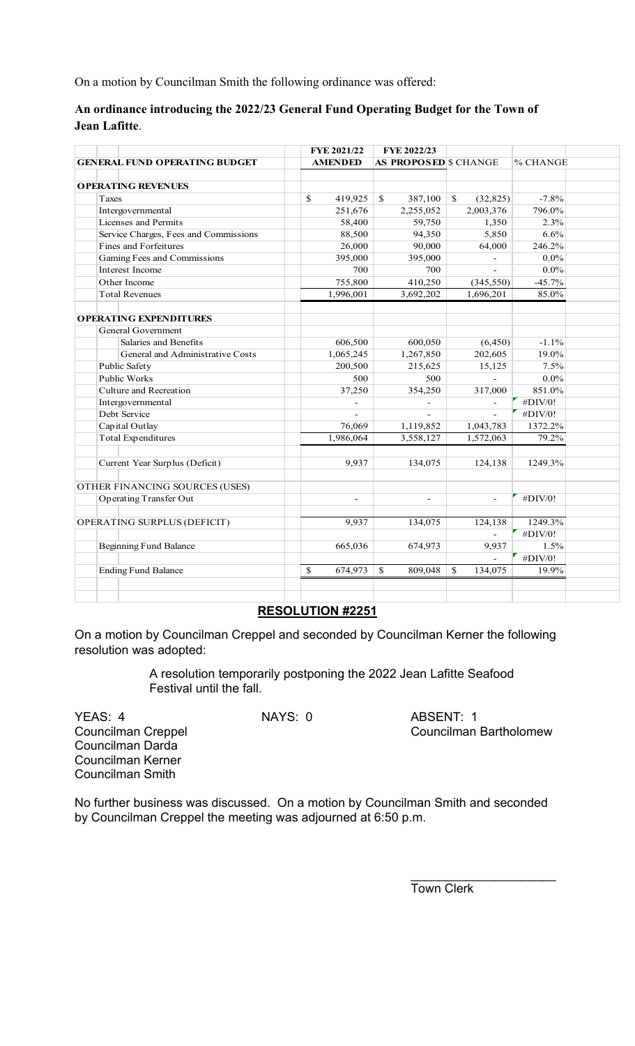On a motion by Councilman Smith the following ordinance was offered:

**An ordinance introducing the 2022/23 General Fund Operating Budget for the Town of Jean Lafitte.**

| GENERAL FUND OPERATING BUDGET | FYE 2021/22 AMENDED | FYE 2022/23 AS PROPOSED | $ CHANGE | % CHANGE |
|---|---|---|---|---|
| **OPERATING REVENUES** | | | | |
| Taxes | $ 419,925 | $ 387,100 | $ (32,825) | -7.8% |
| Intergovernmental | 251,676 | 2,255,052 | 2,003,376 | 796.0% |
| Licenses and Permits | 58,400 | 59,750 | 1,350 | 2.3% |
| Service Charges, Fees and Commissions | 88,500 | 94,350 | 5,850 | 6.6% |
| Fines and Forfeitures | 26,000 | 90,000 | 64,000 | 246.2% |
| Gaming Fees and Commissions | 395,000 | 395,000 | - | 0.0% |
| Interest Income | 700 | 700 | - | 0.0% |
| Other Income | 755,800 | 410,250 | (345,550) | -45.7% |
| Total Revenues | 1,996,001 | 3,692,202 | 1,696,201 | 85.0% |
| **OPERATING EXPENDITURES** | | | | |
| General Government | | | | |
| Salaries and Benefits | 606,500 | 600,050 | (6,450) | -1.1% |
| General and Administrative Costs | 1,065,245 | 1,267,850 | 202,605 | 19.0% |
| Public Safety | 200,500 | 215,625 | 15,125 | 7.5% |
| Public Works | 500 | 500 | - | 0.0% |
| Culture and Recreation | 37,250 | 354,250 | 317,000 | 851.0% |
| Intergovernmental | - | - | - | #DIV/0! |
| Debt Service | - | - | - | #DIV/0! |
| Capital Outlay | 76,069 | 1,119,852 | 1,043,783 | 1372.2% |
| Total Expenditures | 1,986,064 | 3,558,127 | 1,572,063 | 79.2% |
| Current Year Surplus (Deficit) | 9,937 | 134,075 | 124,138 | 1249.3% |
| OTHER FINANCING SOURCES (USES) | | | | |
| Operating Transfer Out | - | - | - | #DIV/0! |
| OPERATING SURPLUS (DEFICIT) | 9,937 | 134,075 | 124,138 | 1249.3% |
| | | | - | #DIV/0! |
| Beginning Fund Balance | 665,036 | 674,973 | 9,937 | 1.5% |
| | | | - | #DIV/0! |
| Ending Fund Balance | $ 674,973 | $ 809,048 | $ 134,075 | 19.9% |

## RESOLUTION #2251

On a motion by Councilman Creppel and seconded by Councilman Kerner the following resolution was adopted:

A resolution temporarily postponing the 2022 Jean Lafitte Seafood Festival until the fall.

YEAS: 4 NAYS: 0 ABSENT: 1

Councilman Creppel
Councilman Darda
Councilman Kerner
Councilman Smith

Councilman Bartholomew

No further business was discussed. On a motion by Councilman Smith and seconded by Councilman Creppel the meeting was adjourned at 6:50 p.m.

_____________________

Town Clerk